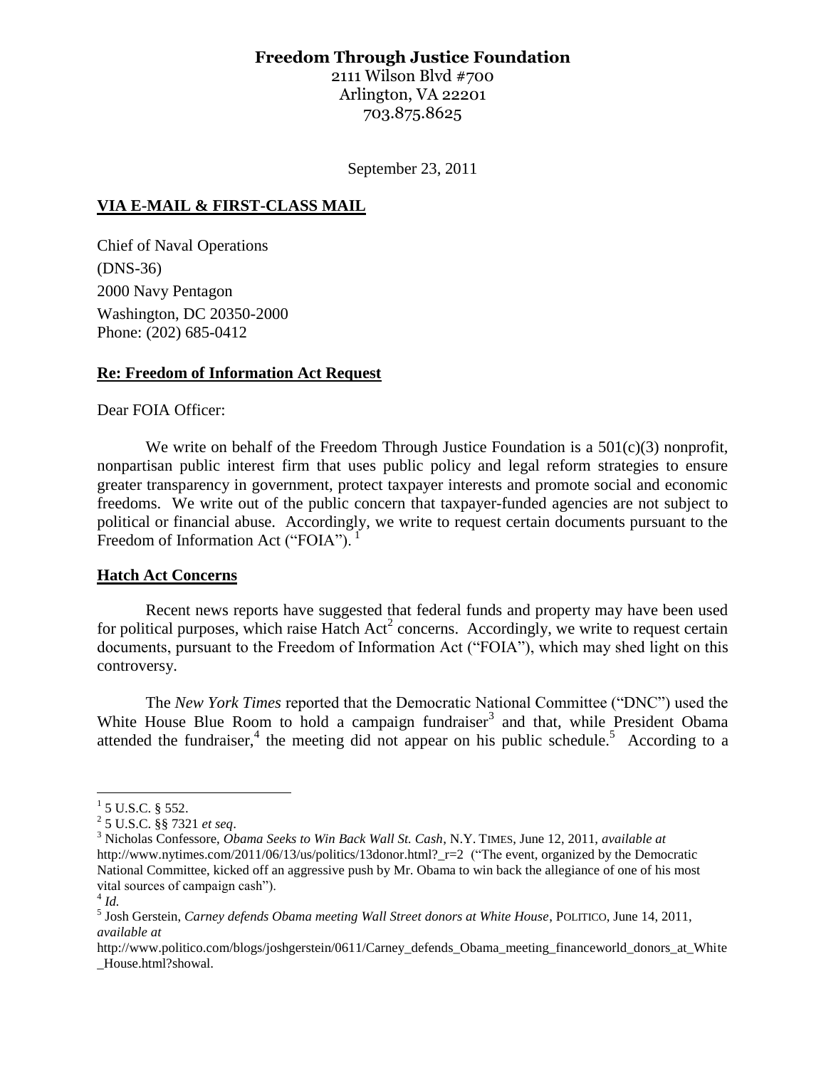**Freedom Through Justice Foundation**
2111 Wilson Blvd #700
Arlington, VA 22201
703.875.8625

September 23, 2011

**VIA E-MAIL & FIRST-CLASS MAIL**

Chief of Naval Operations
(DNS-36)
2000 Navy Pentagon
Washington, DC 20350-2000
Phone: (202) 685-0412

**Re: Freedom of Information Act Request**

Dear FOIA Officer:

We write on behalf of the Freedom Through Justice Foundation is a 501(c)(3) nonprofit, nonpartisan public interest firm that uses public policy and legal reform strategies to ensure greater transparency in government, protect taxpayer interests and promote social and economic freedoms. We write out of the public concern that taxpayer-funded agencies are not subject to political or financial abuse. Accordingly, we write to request certain documents pursuant to the Freedom of Information Act ("FOIA").[1]

**Hatch Act Concerns**

Recent news reports have suggested that federal funds and property may have been used for political purposes, which raise Hatch Act[2] concerns. Accordingly, we write to request certain documents, pursuant to the Freedom of Information Act ("FOIA"), which may shed light on this controversy.

The *New York Times* reported that the Democratic National Committee ("DNC") used the White House Blue Room to hold a campaign fundraiser[3] and that, while President Obama attended the fundraiser,[4] the meeting did not appear on his public schedule.[5] According to a

---

[1] 5 U.S.C. § 552.

[2] 5 U.S.C. §§ 7321 *et seq*.

[3] Nicholas Confessore, *Obama Seeks to Win Back Wall St. Cash*, N.Y. TIMES, June 12, 2011, *available at* http://www.nytimes.com/2011/06/13/us/politics/13donor.html?_r=2 ("The event, organized by the Democratic National Committee, kicked off an aggressive push by Mr. Obama to win back the allegiance of one of his most vital sources of campaign cash").

[4] *Id.*

[5] Josh Gerstein, *Carney defends Obama meeting Wall Street donors at White House*, POLITICO, June 14, 2011, *available at* http://www.politico.com/blogs/joshgerstein/0611/Carney_defends_Obama_meeting_financeworld_donors_at_White_House.html?showal.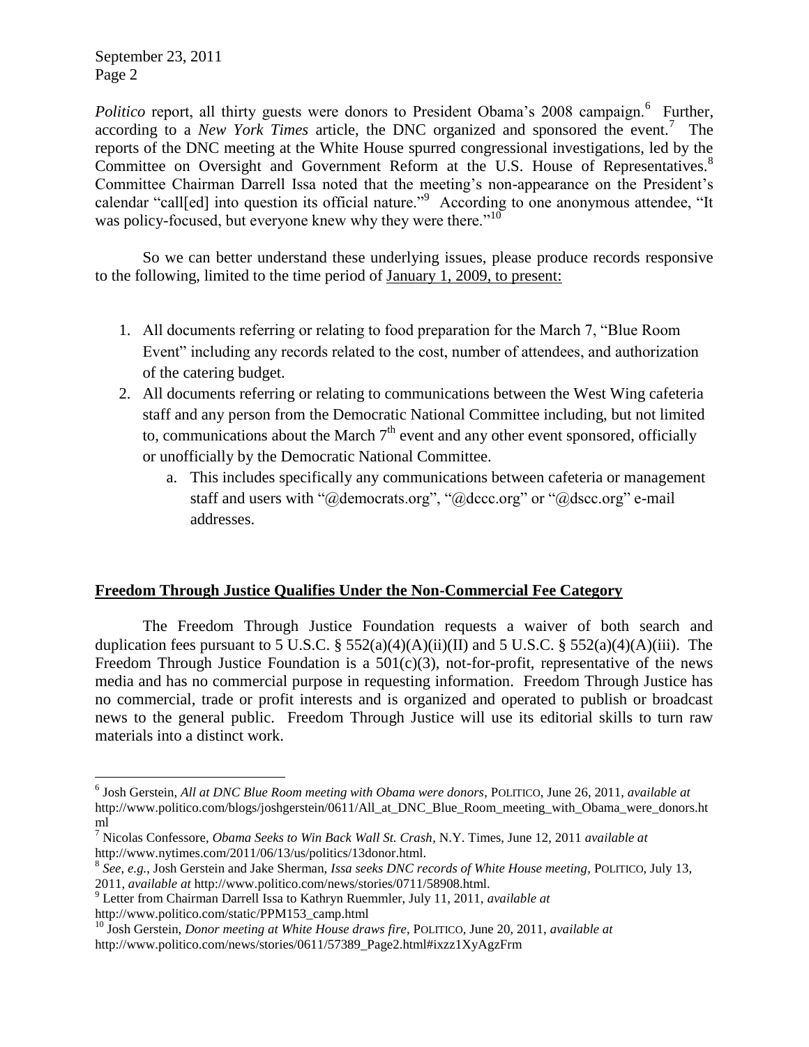*Politico* report, all thirty guests were donors to President Obama's 2008 campaign.[6] Further, according to a *New York Times* article, the DNC organized and sponsored the event.[7] The reports of the DNC meeting at the White House spurred congressional investigations, led by the Committee on Oversight and Government Reform at the U.S. House of Representatives.[8] Committee Chairman Darrell Issa noted that the meeting's non-appearance on the President's calendar "call[ed] into question its official nature."[9] According to one anonymous attendee, "It was policy-focused, but everyone knew why they were there."[10]

So we can better understand these underlying issues, please produce records responsive to the following, limited to the time period of January 1, 2009, to present:

1. All documents referring or relating to food preparation for the March 7, "Blue Room Event" including any records related to the cost, number of attendees, and authorization of the catering budget.
2. All documents referring or relating to communications between the West Wing cafeteria staff and any person from the Democratic National Committee including, but not limited to, communications about the March 7th event and any other event sponsored, officially or unofficially by the Democratic National Committee.
    a. This includes specifically any communications between cafeteria or management staff and users with "@democrats.org", "@dccc.org" or "@dscc.org" e-mail addresses.

## Freedom Through Justice Qualifies Under the Non-Commercial Fee Category

The Freedom Through Justice Foundation requests a waiver of both search and duplication fees pursuant to 5 U.S.C. § 552(a)(4)(A)(ii)(II) and 5 U.S.C. § 552(a)(4)(A)(iii). The Freedom Through Justice Foundation is a 501(c)(3), not-for-profit, representative of the news media and has no commercial purpose in requesting information. Freedom Through Justice has no commercial, trade or profit interests and is organized and operated to publish or broadcast news to the general public. Freedom Through Justice will use its editorial skills to turn raw materials into a distinct work.

---

[6] Josh Gerstein, *All at DNC Blue Room meeting with Obama were donors*, POLITICO, June 26, 2011, *available at* http://www.politico.com/blogs/joshgerstein/0611/All_at_DNC_Blue_Room_meeting_with_Obama_were_donors.html

[7] Nicolas Confessore, *Obama Seeks to Win Back Wall St. Crash*, N.Y. Times, June 12, 2011 *available at* http://www.nytimes.com/2011/06/13/us/politics/13donor.html.

[8] *See, e.g.*, Josh Gerstein and Jake Sherman, *Issa seeks DNC records of White House meeting*, POLITICO, July 13, 2011, *available at* http://www.politico.com/news/stories/0711/58908.html.

[9] Letter from Chairman Darrell Issa to Kathryn Ruemmler, July 11, 2011, *available at* http://www.politico.com/static/PPM153_camp.html

[10] Josh Gerstein, *Donor meeting at White House draws fire*, POLITICO, June 20, 2011, *available at* http://www.politico.com/news/stories/0611/57389_Page2.html#ixzz1XyAgzFrm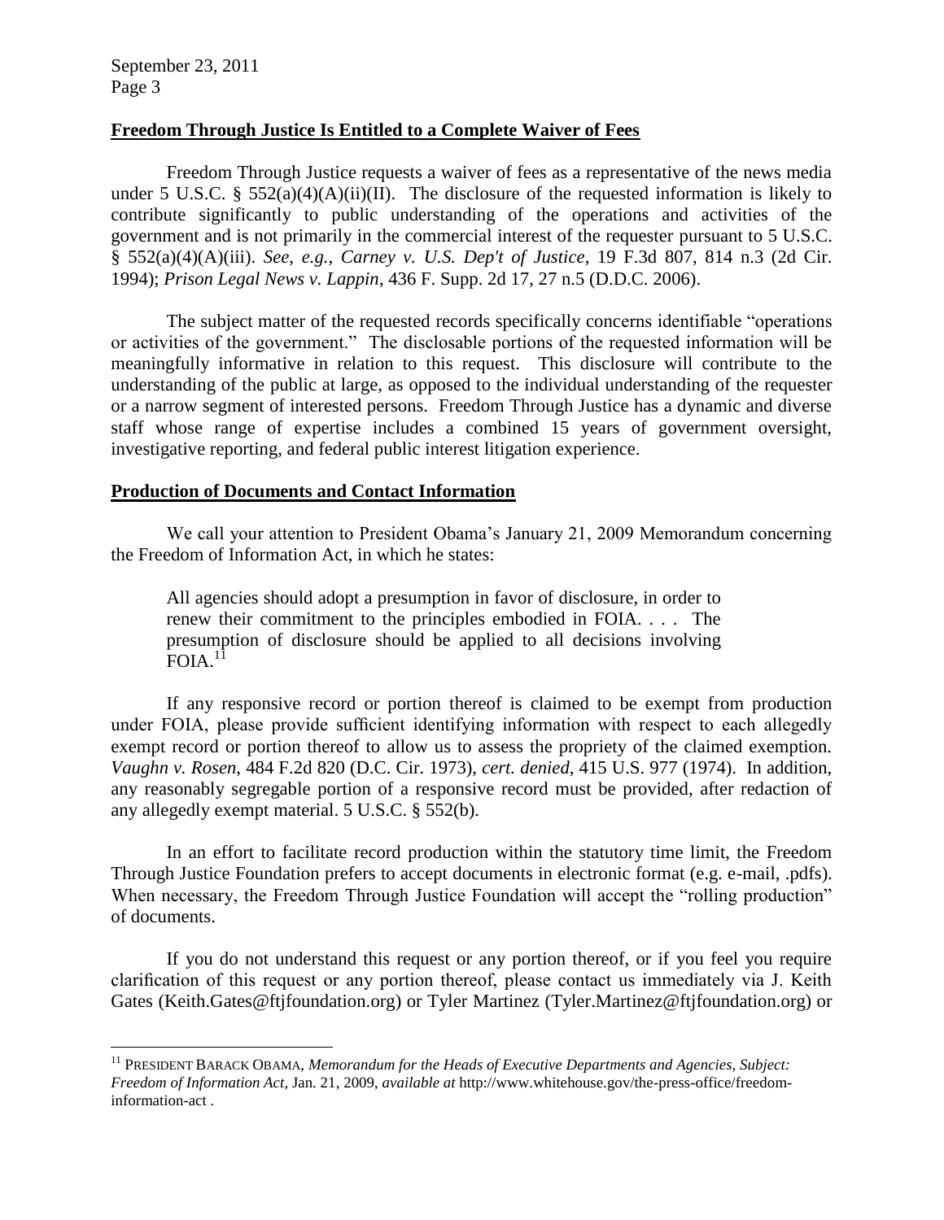**Freedom Through Justice Is Entitled to a Complete Waiver of Fees**

Freedom Through Justice requests a waiver of fees as a representative of the news media under 5 U.S.C. § 552(a)(4)(A)(ii)(II). The disclosure of the requested information is likely to contribute significantly to public understanding of the operations and activities of the government and is not primarily in the commercial interest of the requester pursuant to 5 U.S.C. § 552(a)(4)(A)(iii). *See, e.g.*, *Carney v. U.S. Dep't of Justice*, 19 F.3d 807, 814 n.3 (2d Cir. 1994); *Prison Legal News v. Lappin*, 436 F. Supp. 2d 17, 27 n.5 (D.D.C. 2006).

The subject matter of the requested records specifically concerns identifiable "operations or activities of the government." The disclosable portions of the requested information will be meaningfully informative in relation to this request. This disclosure will contribute to the understanding of the public at large, as opposed to the individual understanding of the requester or a narrow segment of interested persons. Freedom Through Justice has a dynamic and diverse staff whose range of expertise includes a combined 15 years of government oversight, investigative reporting, and federal public interest litigation experience.

**Production of Documents and Contact Information**

We call your attention to President Obama's January 21, 2009 Memorandum concerning the Freedom of Information Act, in which he states:

> All agencies should adopt a presumption in favor of disclosure, in order to renew their commitment to the principles embodied in FOIA. . . . The presumption of disclosure should be applied to all decisions involving FOIA.[11]

If any responsive record or portion thereof is claimed to be exempt from production under FOIA, please provide sufficient identifying information with respect to each allegedly exempt record or portion thereof to allow us to assess the propriety of the claimed exemption. *Vaughn v. Rosen*, 484 F.2d 820 (D.C. Cir. 1973), *cert. denied*, 415 U.S. 977 (1974). In addition, any reasonably segregable portion of a responsive record must be provided, after redaction of any allegedly exempt material. 5 U.S.C. § 552(b).

In an effort to facilitate record production within the statutory time limit, the Freedom Through Justice Foundation prefers to accept documents in electronic format (e.g. e-mail, .pdfs). When necessary, the Freedom Through Justice Foundation will accept the "rolling production" of documents.

If you do not understand this request or any portion thereof, or if you feel you require clarification of this request or any portion thereof, please contact us immediately via J. Keith Gates (Keith.Gates@ftjfoundation.org) or Tyler Martinez (Tyler.Martinez@ftjfoundation.org) or

---

[11] PRESIDENT BARACK OBAMA, *Memorandum for the Heads of Executive Departments and Agencies, Subject: Freedom of Information Act*, Jan. 21, 2009, *available at* http://www.whitehouse.gov/the-press-office/freedom-information-act .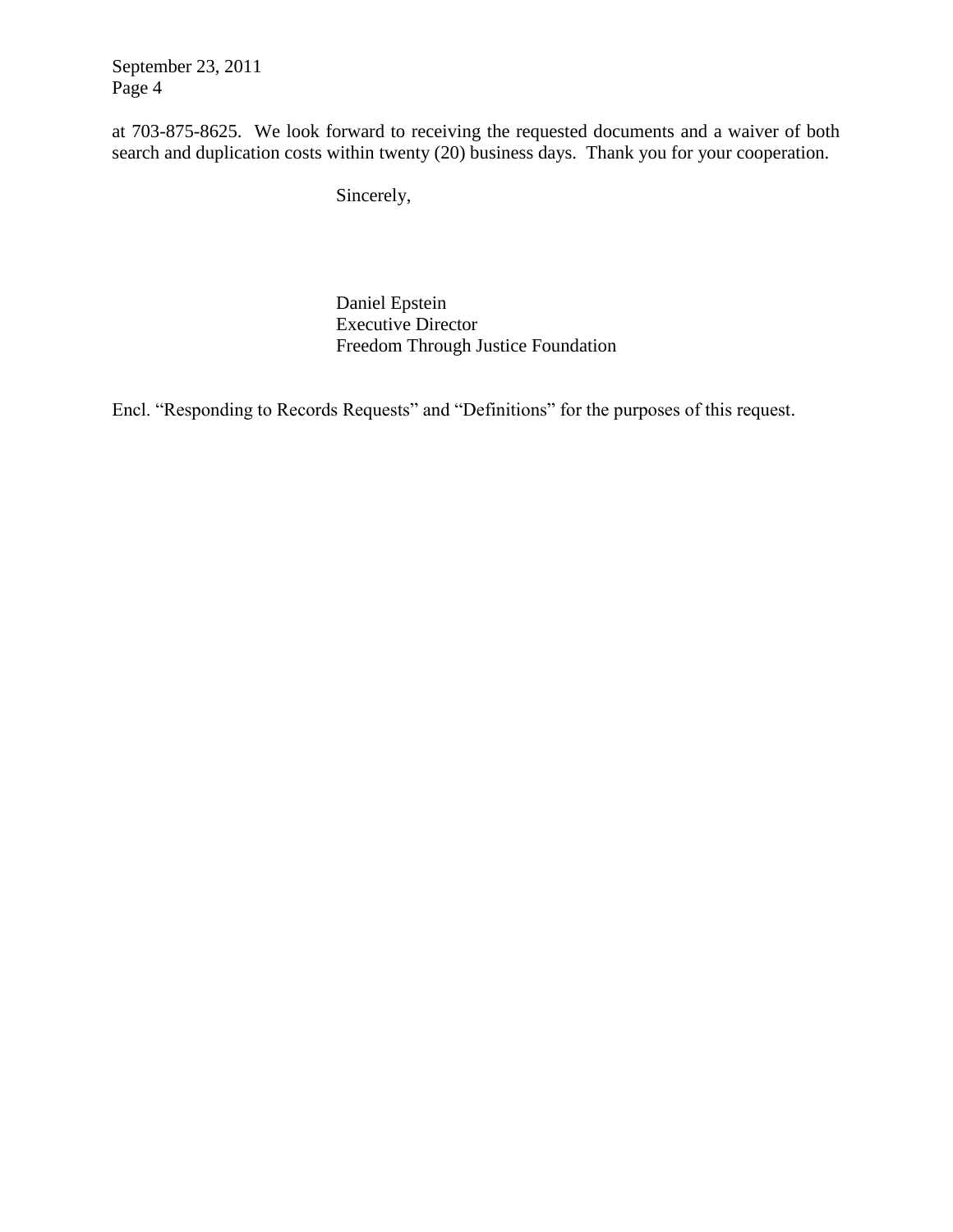at 703-875-8625. We look forward to receiving the requested documents and a waiver of both search and duplication costs within twenty (20) business days. Thank you for your cooperation.

Sincerely,

Daniel Epstein
Executive Director
Freedom Through Justice Foundation

Encl. "Responding to Records Requests" and "Definitions" for the purposes of this request.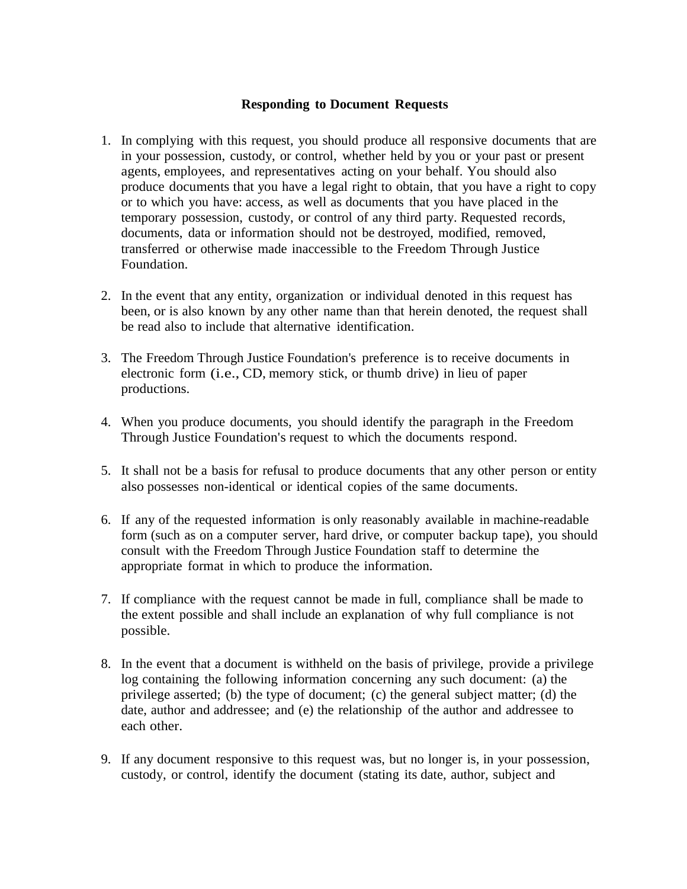## Responding to Document Requests

1. In complying with this request, you should produce all responsive documents that are in your possession, custody, or control, whether held by you or your past or present agents, employees, and representatives acting on your behalf. You should also produce documents that you have a legal right to obtain, that you have a right to copy or to which you have: access, as well as documents that you have placed in the temporary possession, custody, or control of any third party. Requested records, documents, data or information should not be destroyed, modified, removed, transferred or otherwise made inaccessible to the Freedom Through Justice Foundation.

2. In the event that any entity, organization or individual denoted in this request has been, or is also known by any other name than that herein denoted, the request shall be read also to include that alternative identification.

3. The Freedom Through Justice Foundation's preference is to receive documents in electronic form (i.e., CD, memory stick, or thumb drive) in lieu of paper productions.

4. When you produce documents, you should identify the paragraph in the Freedom Through Justice Foundation's request to which the documents respond.

5. It shall not be a basis for refusal to produce documents that any other person or entity also possesses non-identical or identical copies of the same documents.

6. If any of the requested information is only reasonably available in machine-readable form (such as on a computer server, hard drive, or computer backup tape), you should consult with the Freedom Through Justice Foundation staff to determine the appropriate format in which to produce the information.

7. If compliance with the request cannot be made in full, compliance shall be made to the extent possible and shall include an explanation of why full compliance is not possible.

8. In the event that a document is withheld on the basis of privilege, provide a privilege log containing the following information concerning any such document: (a) the privilege asserted; (b) the type of document; (c) the general subject matter; (d) the date, author and addressee; and (e) the relationship of the author and addressee to each other.

9. If any document responsive to this request was, but no longer is, in your possession, custody, or control, identify the document (stating its date, author, subject and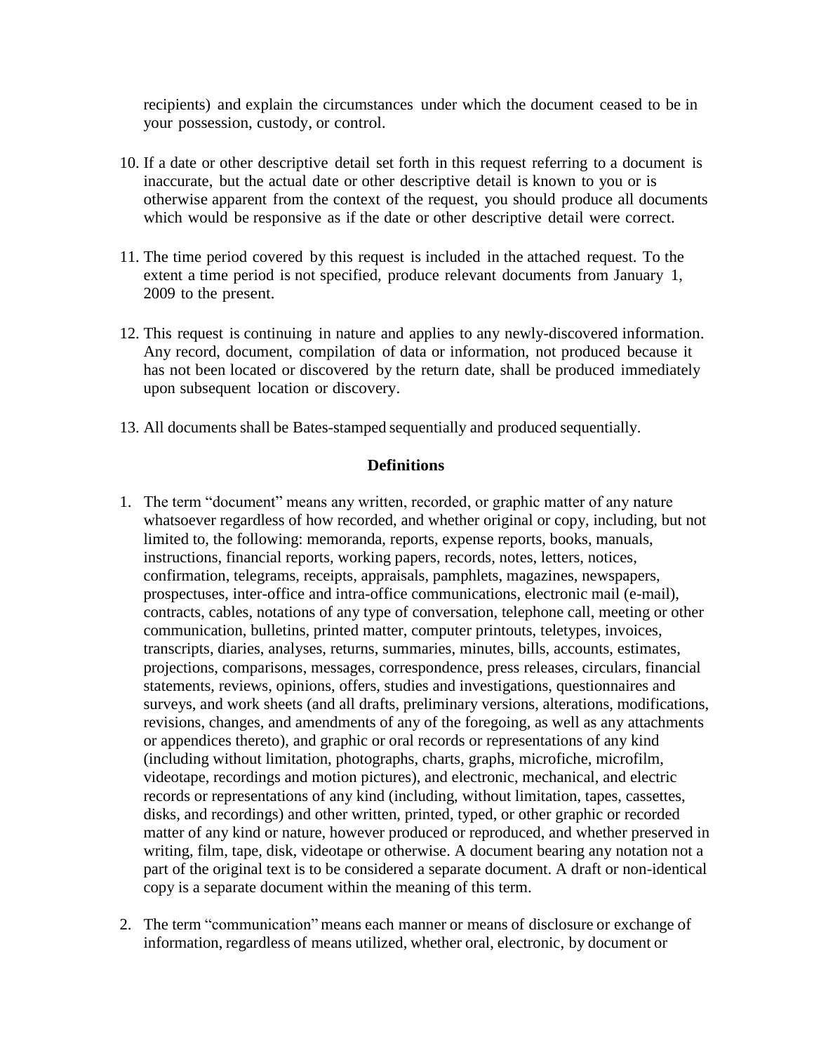recipients) and explain the circumstances under which the document ceased to be in your possession, custody, or control.

10. If a date or other descriptive detail set forth in this request referring to a document is inaccurate, but the actual date or other descriptive detail is known to you or is otherwise apparent from the context of the request, you should produce all documents which would be responsive as if the date or other descriptive detail were correct.

11. The time period covered by this request is included in the attached request. To the extent a time period is not specified, produce relevant documents from January 1, 2009 to the present.

12. This request is continuing in nature and applies to any newly-discovered information. Any record, document, compilation of data or information, not produced because it has not been located or discovered by the return date, shall be produced immediately upon subsequent location or discovery.

13. All documents shall be Bates-stamped sequentially and produced sequentially.

## Definitions

1. The term "document" means any written, recorded, or graphic matter of any nature whatsoever regardless of how recorded, and whether original or copy, including, but not limited to, the following: memoranda, reports, expense reports, books, manuals, instructions, financial reports, working papers, records, notes, letters, notices, confirmation, telegrams, receipts, appraisals, pamphlets, magazines, newspapers, prospectuses, inter-office and intra-office communications, electronic mail (e-mail), contracts, cables, notations of any type of conversation, telephone call, meeting or other communication, bulletins, printed matter, computer printouts, teletypes, invoices, transcripts, diaries, analyses, returns, summaries, minutes, bills, accounts, estimates, projections, comparisons, messages, correspondence, press releases, circulars, financial statements, reviews, opinions, offers, studies and investigations, questionnaires and surveys, and work sheets (and all drafts, preliminary versions, alterations, modifications, revisions, changes, and amendments of any of the foregoing, as well as any attachments or appendices thereto), and graphic or oral records or representations of any kind (including without limitation, photographs, charts, graphs, microfiche, microfilm, videotape, recordings and motion pictures), and electronic, mechanical, and electric records or representations of any kind (including, without limitation, tapes, cassettes, disks, and recordings) and other written, printed, typed, or other graphic or recorded matter of any kind or nature, however produced or reproduced, and whether preserved in writing, film, tape, disk, videotape or otherwise. A document bearing any notation not a part of the original text is to be considered a separate document. A draft or non-identical copy is a separate document within the meaning of this term.

2. The term "communication" means each manner or means of disclosure or exchange of information, regardless of means utilized, whether oral, electronic, by document or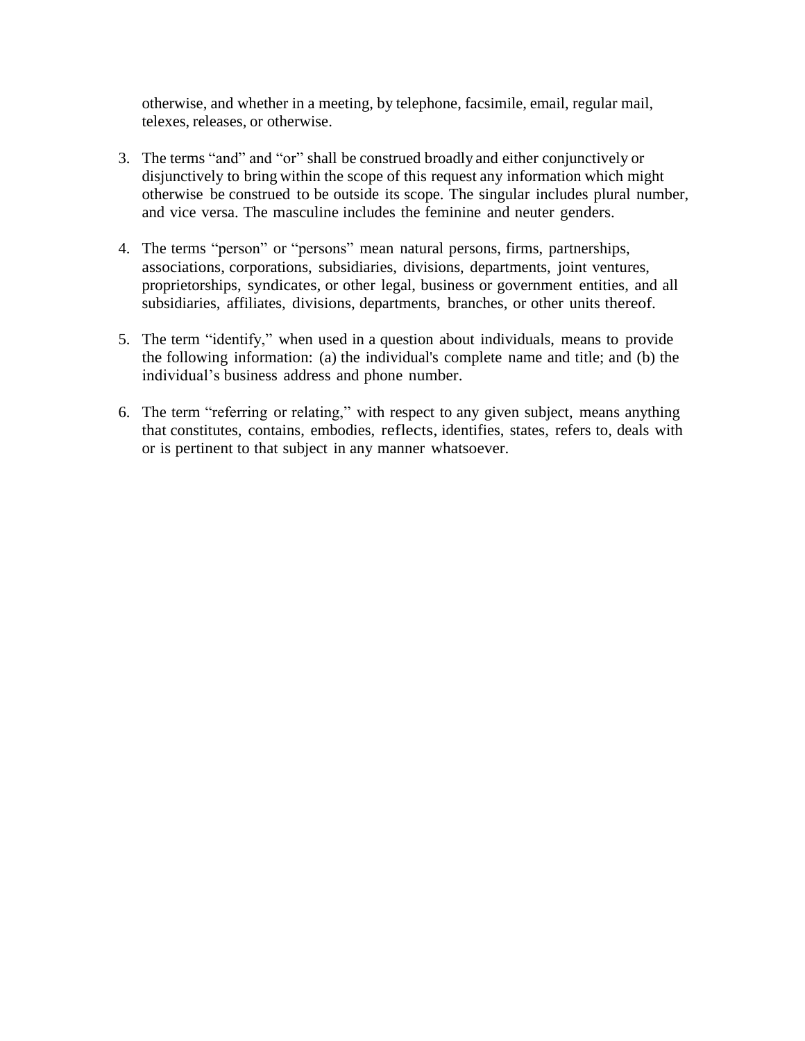otherwise, and whether in a meeting, by telephone, facsimile, email, regular mail, telexes, releases, or otherwise.

3. The terms "and" and "or" shall be construed broadly and either conjunctively or disjunctively to bring within the scope of this request any information which might otherwise be construed to be outside its scope. The singular includes plural number, and vice versa. The masculine includes the feminine and neuter genders.

4. The terms "person" or "persons" mean natural persons, firms, partnerships, associations, corporations, subsidiaries, divisions, departments, joint ventures, proprietorships, syndicates, or other legal, business or government entities, and all subsidiaries, affiliates, divisions, departments, branches, or other units thereof.

5. The term "identify," when used in a question about individuals, means to provide the following information: (a) the individual's complete name and title; and (b) the individual's business address and phone number.

6. The term "referring or relating," with respect to any given subject, means anything that constitutes, contains, embodies, reflects, identifies, states, refers to, deals with or is pertinent to that subject in any manner whatsoever.